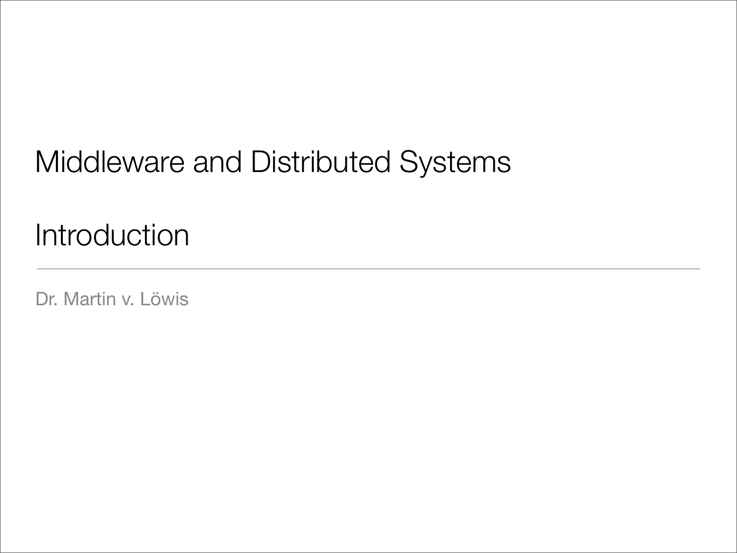# Middleware and Distributed Systems

## Introduction

Dr. Martin v. Löwis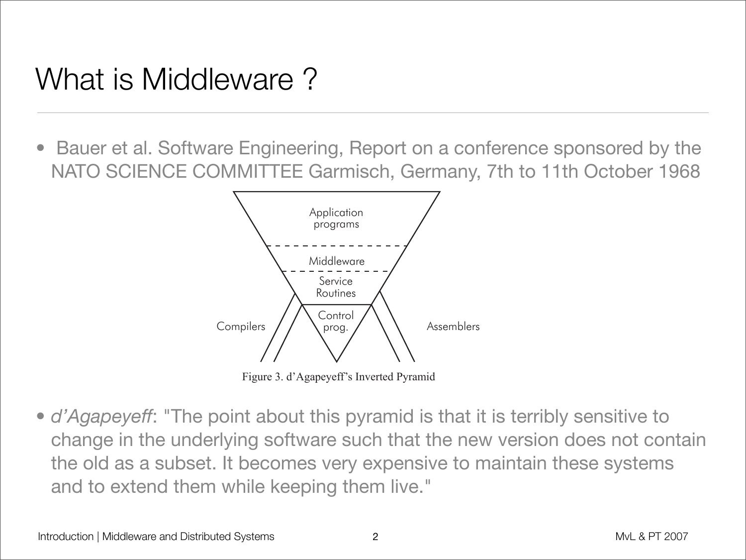# What is Middleware ?

- Bauer et al. Software Engineering, Report on a conference sponsored by the NATO SCIENCE COMMITTEE Garmisch, Germany, 7th to 11th October 1968

Figure 3. d'Agapeyeff's Inverted Pyramid

- *d'Agapeyeff*: "The point about this pyramid is that it is terribly sensitive to change in the underlying software such that the new version does not contain the old as a subset. It becomes very expensive to maintain these systems and to extend them while keeping them live."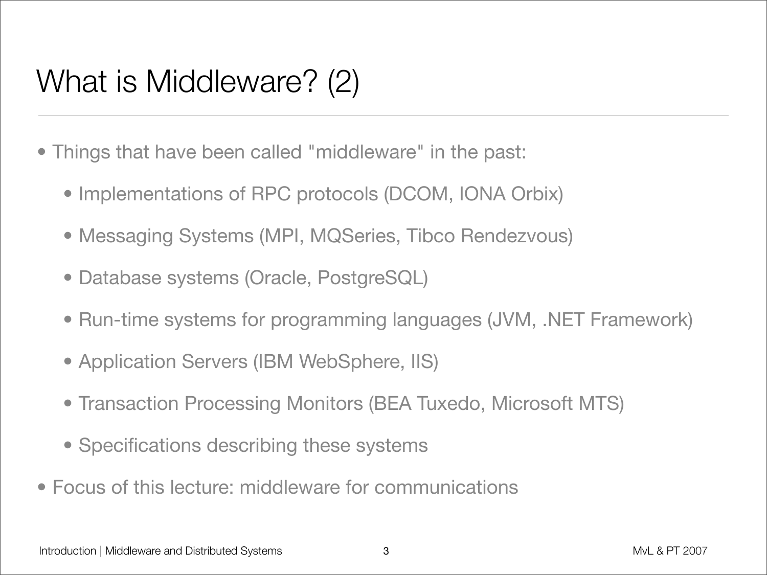# What is Middleware? (2)

- Things that have been called "middleware" in the past:
  - Implementations of RPC protocols (DCOM, IONA Orbix)
  - Messaging Systems (MPI, MQSeries, Tibco Rendezvous)
  - Database systems (Oracle, PostgreSQL)
  - Run-time systems for programming languages (JVM, .NET Framework)
  - Application Servers (IBM WebSphere, IIS)
  - Transaction Processing Monitors (BEA Tuxedo, Microsoft MTS)
  - Specifications describing these systems
- Focus of this lecture: middleware for communications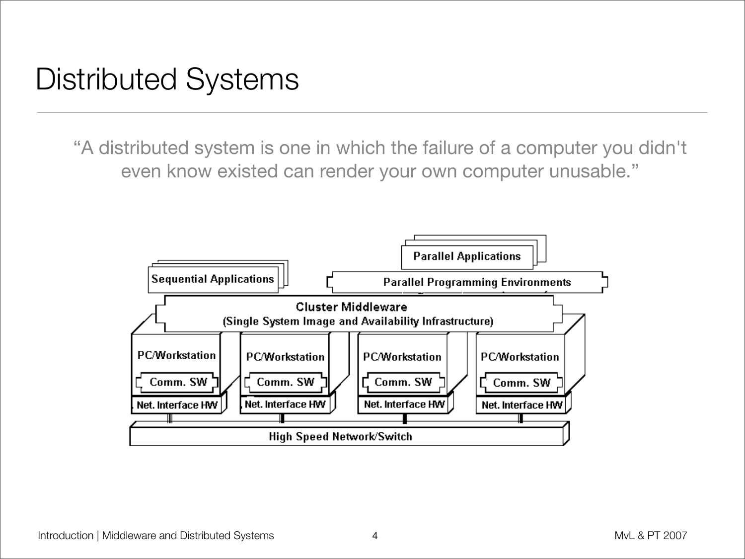# Distributed Systems

"A distributed system is one in which the failure of a computer you didn't even know existed can render your own computer unusable."

Sequential Applications

Parallel Applications

Parallel Programming Environments

Cluster Middleware
(Single System Image and Availability Infrastructure)

PC/Workstation | PC/Workstation | PC/Workstation | PC/Workstation

Comm. SW | Comm. SW | Comm. SW | Comm. SW

Net. Interface HW | Net. Interface HW | Net. Interface HW | Net. Interface HW

High Speed Network/Switch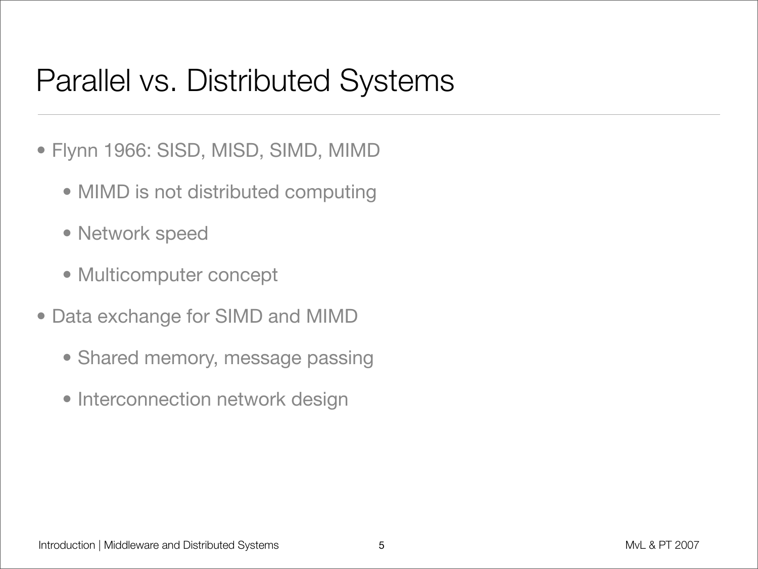# Parallel vs. Distributed Systems

- Flynn 1966: SISD, MISD, SIMD, MIMD
    - MIMD is not distributed computing
    - Network speed
    - Multicomputer concept
- Data exchange for SIMD and MIMD
    - Shared memory, message passing
    - Interconnection network design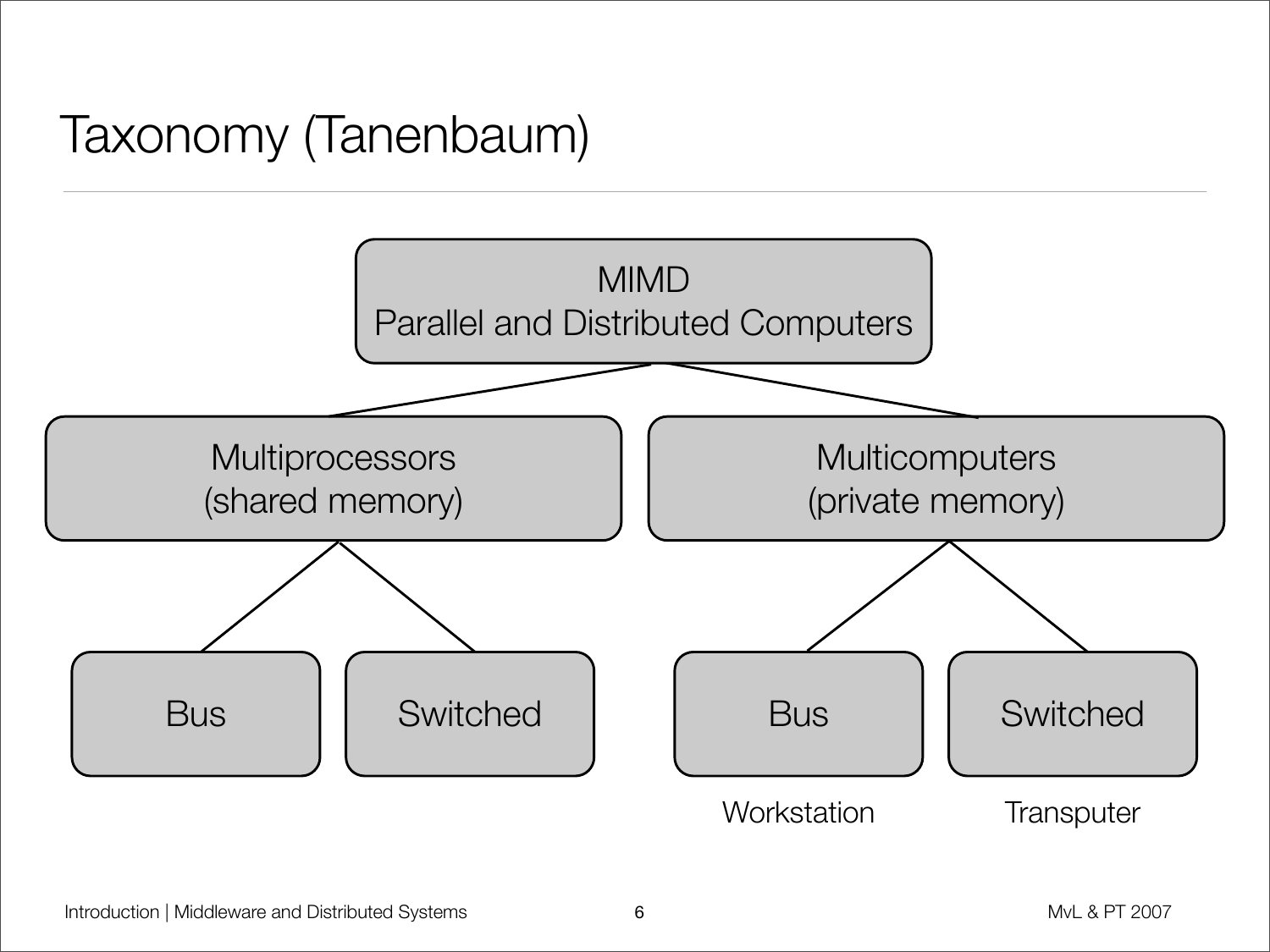# Taxonomy (Tanenbaum)

- MIMD
  Parallel and Distributed Computers
  - Multiprocessors
    (shared memory)
    - Bus
    - Switched
  - Multicomputers
    (private memory)
    - Bus
      Workstation
    - Switched
      Transputer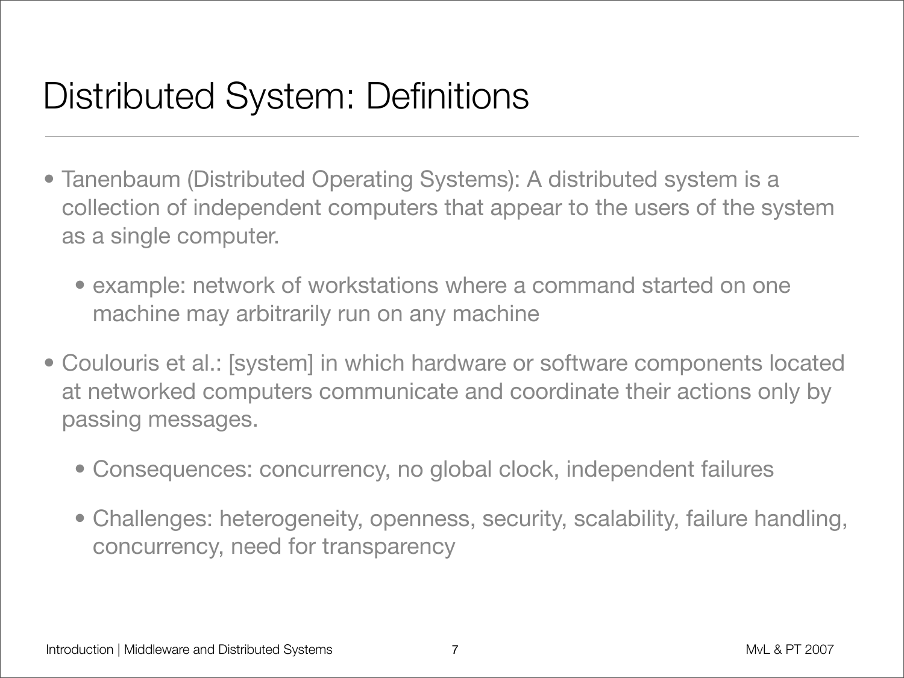# Distributed System: Definitions

- Tanenbaum (Distributed Operating Systems): A distributed system is a collection of independent computers that appear to the users of the system as a single computer.
  - example: network of workstations where a command started on one machine may arbitrarily run on any machine
- Coulouris et al.: [system] in which hardware or software components located at networked computers communicate and coordinate their actions only by passing messages.
  - Consequences: concurrency, no global clock, independent failures
  - Challenges: heterogeneity, openness, security, scalability, failure handling, concurrency, need for transparency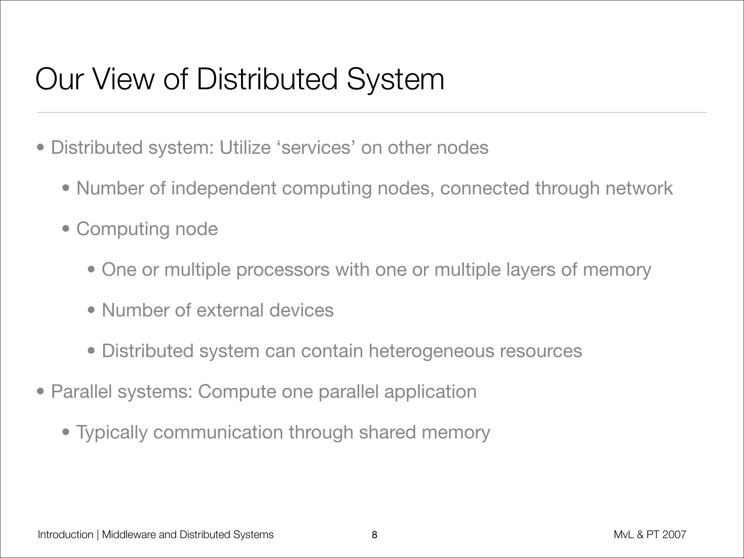# Our View of Distributed System

- Distributed system: Utilize 'services' on other nodes
  - Number of independent computing nodes, connected through network
  - Computing node
    - One or multiple processors with one or multiple layers of memory
    - Number of external devices
    - Distributed system can contain heterogeneous resources
- Parallel systems: Compute one parallel application
  - Typically communication through shared memory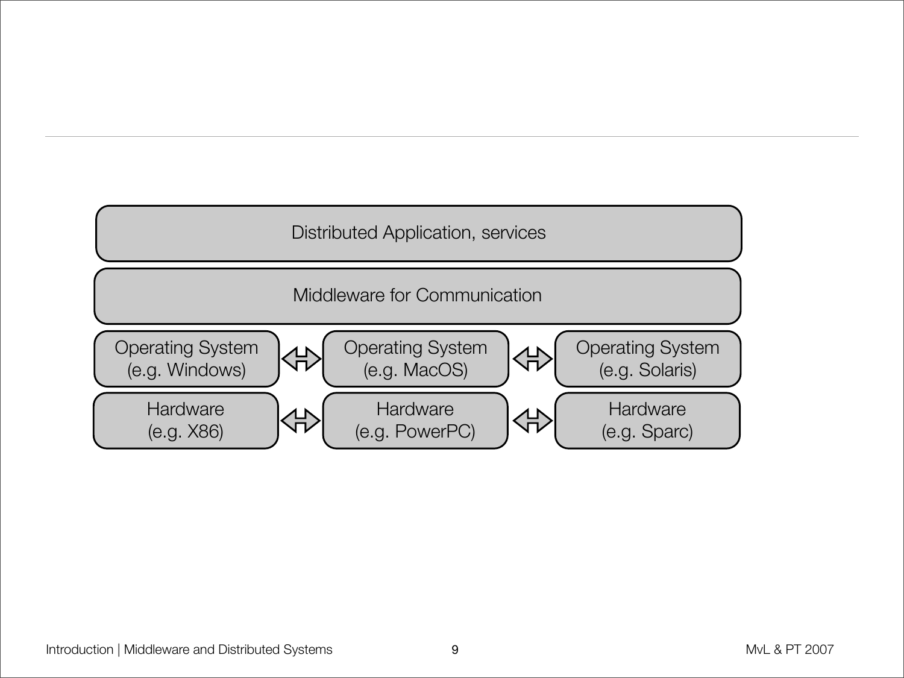Distributed Application, services

Middleware for Communication

| Operating System (e.g. Windows) | ⇔ | Operating System (e.g. MacOS) | ⇔ | Operating System (e.g. Solaris) |
| --- | --- | --- | --- | --- |
| Hardware (e.g. X86) | ⇔ | Hardware (e.g. PowerPC) | ⇔ | Hardware (e.g. Sparc) |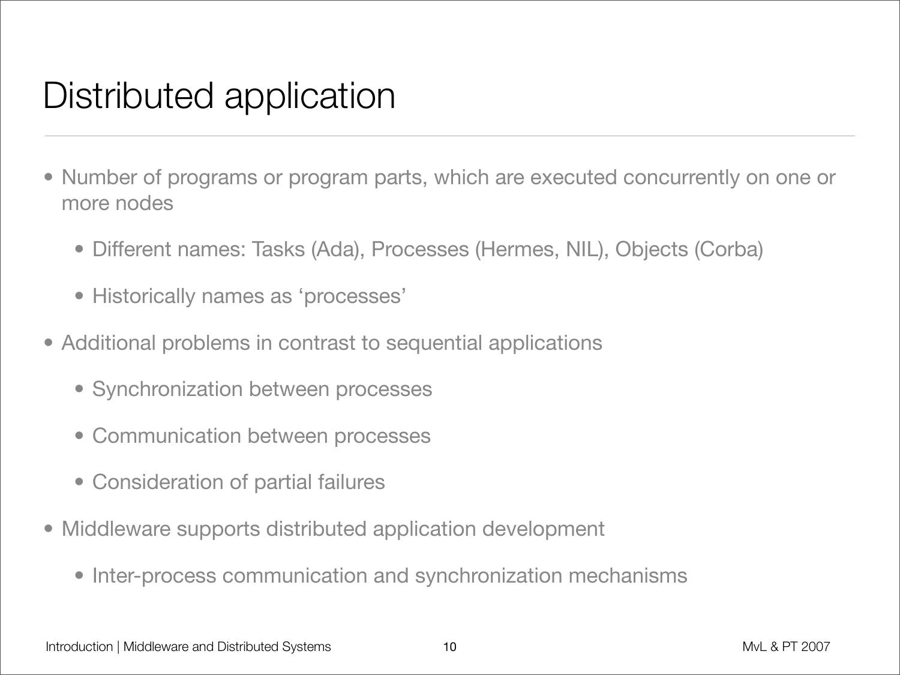# Distributed application

- Number of programs or program parts, which are executed concurrently on one or more nodes
  - Different names: Tasks (Ada), Processes (Hermes, NIL), Objects (Corba)
  - Historically names as 'processes'
- Additional problems in contrast to sequential applications
  - Synchronization between processes
  - Communication between processes
  - Consideration of partial failures
- Middleware supports distributed application development
  - Inter-process communication and synchronization mechanisms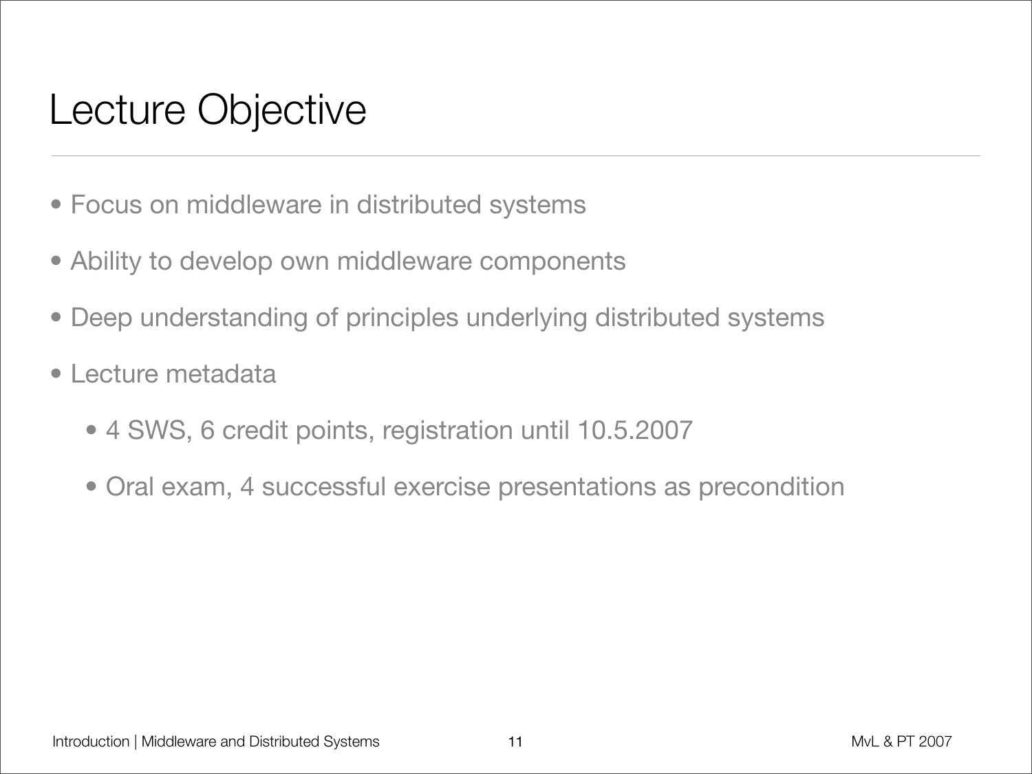# Lecture Objective

- Focus on middleware in distributed systems
- Ability to develop own middleware components
- Deep understanding of principles underlying distributed systems
- Lecture metadata
  - 4 SWS, 6 credit points, registration until 10.5.2007
  - Oral exam, 4 successful exercise presentations as precondition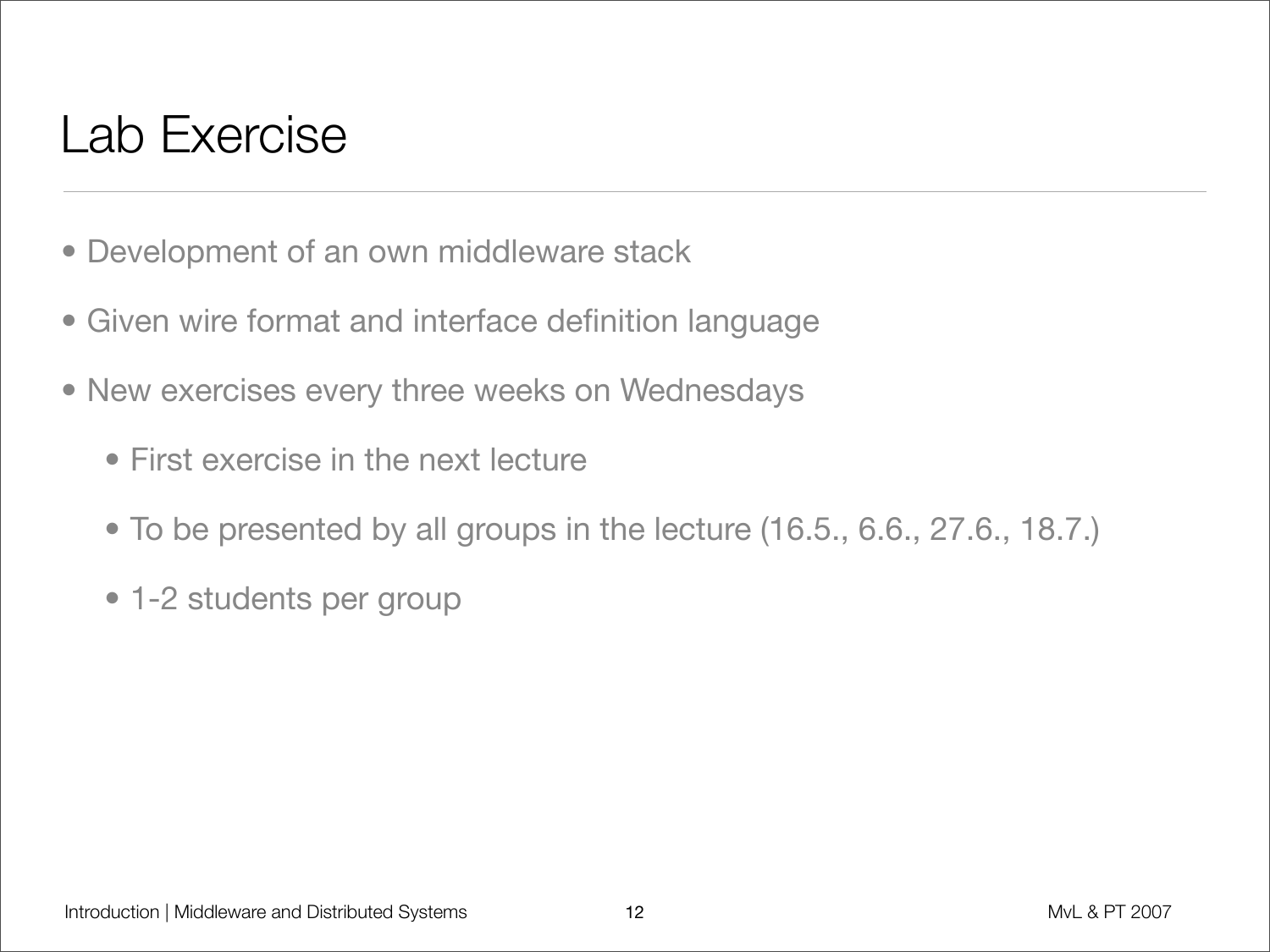# Lab Exercise

- Development of an own middleware stack
- Given wire format and interface definition language
- New exercises every three weeks on Wednesdays
  - First exercise in the next lecture
  - To be presented by all groups in the lecture (16.5., 6.6., 27.6., 18.7.)
  - 1-2 students per group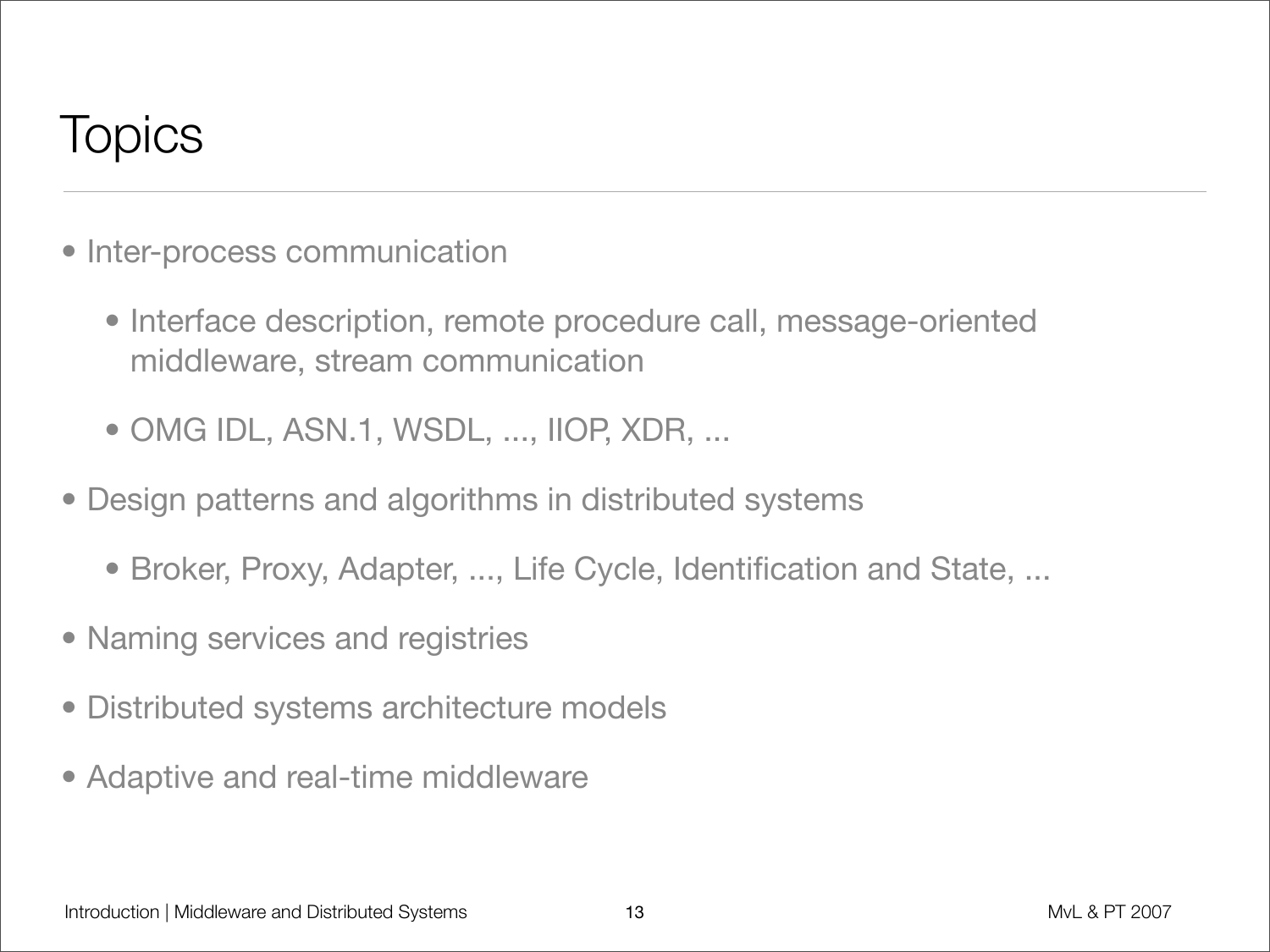# Topics

- Inter-process communication
  - Interface description, remote procedure call, message-oriented middleware, stream communication
  - OMG IDL, ASN.1, WSDL, ..., IIOP, XDR, ...
- Design patterns and algorithms in distributed systems
  - Broker, Proxy, Adapter, ..., Life Cycle, Identification and State, ...
- Naming services and registries
- Distributed systems architecture models
- Adaptive and real-time middleware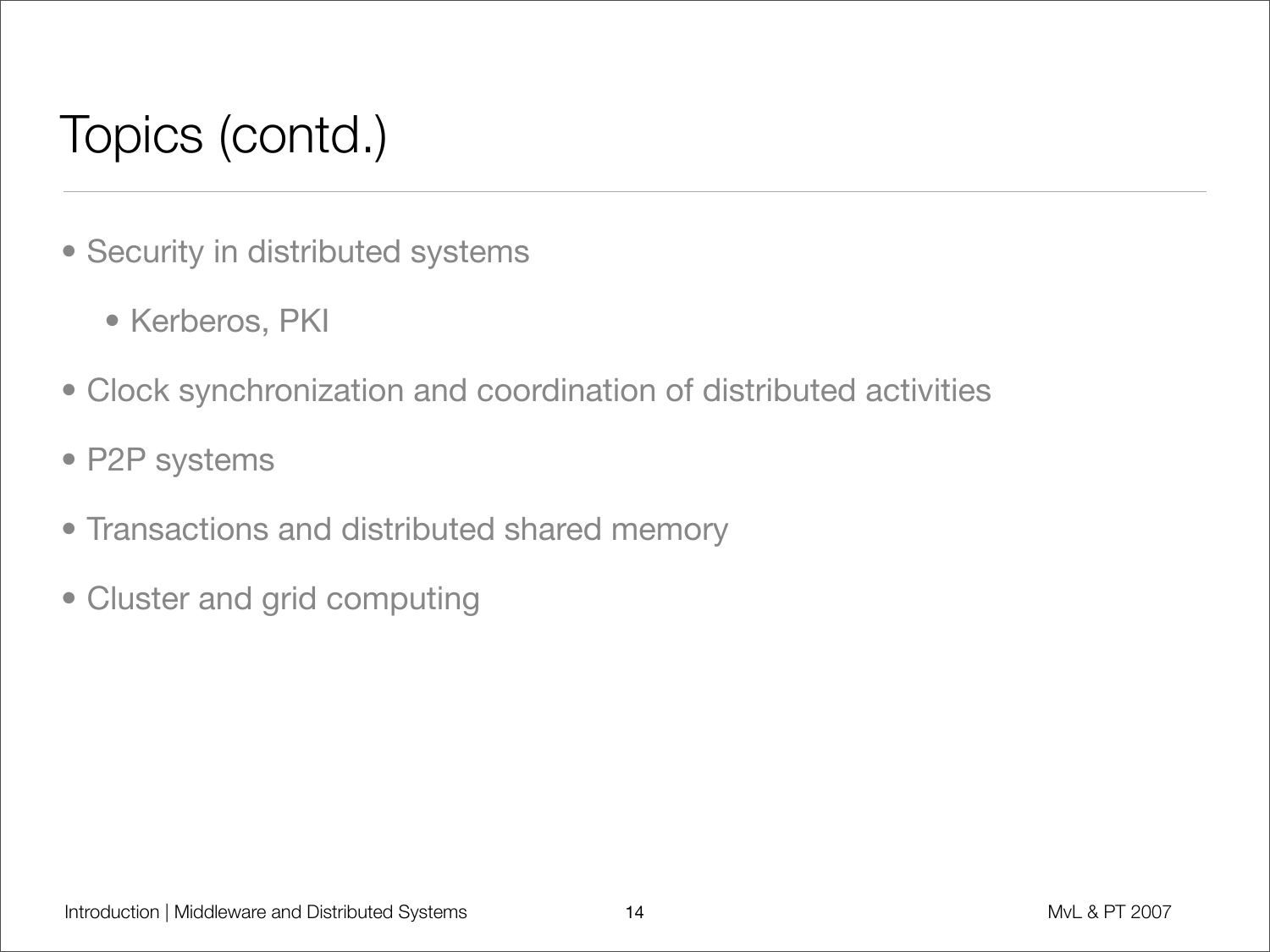# Topics (contd.)

- Security in distributed systems
  - Kerberos, PKI
- Clock synchronization and coordination of distributed activities
- P2P systems
- Transactions and distributed shared memory
- Cluster and grid computing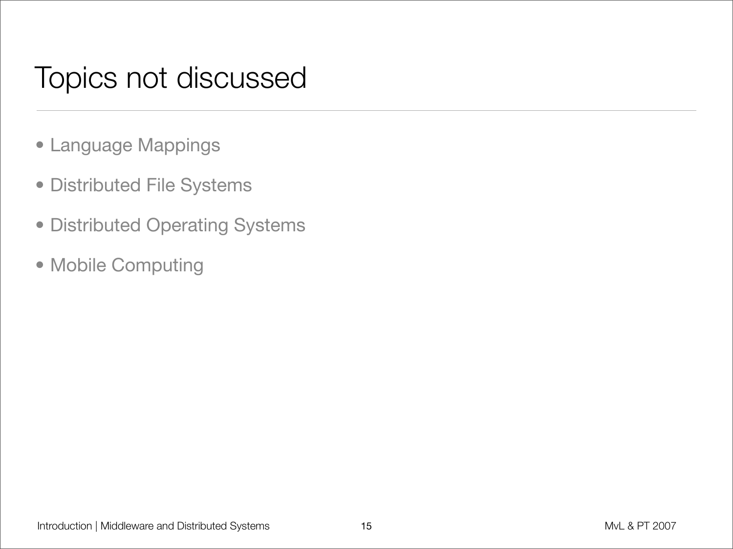# Topics not discussed

- Language Mappings
- Distributed File Systems
- Distributed Operating Systems
- Mobile Computing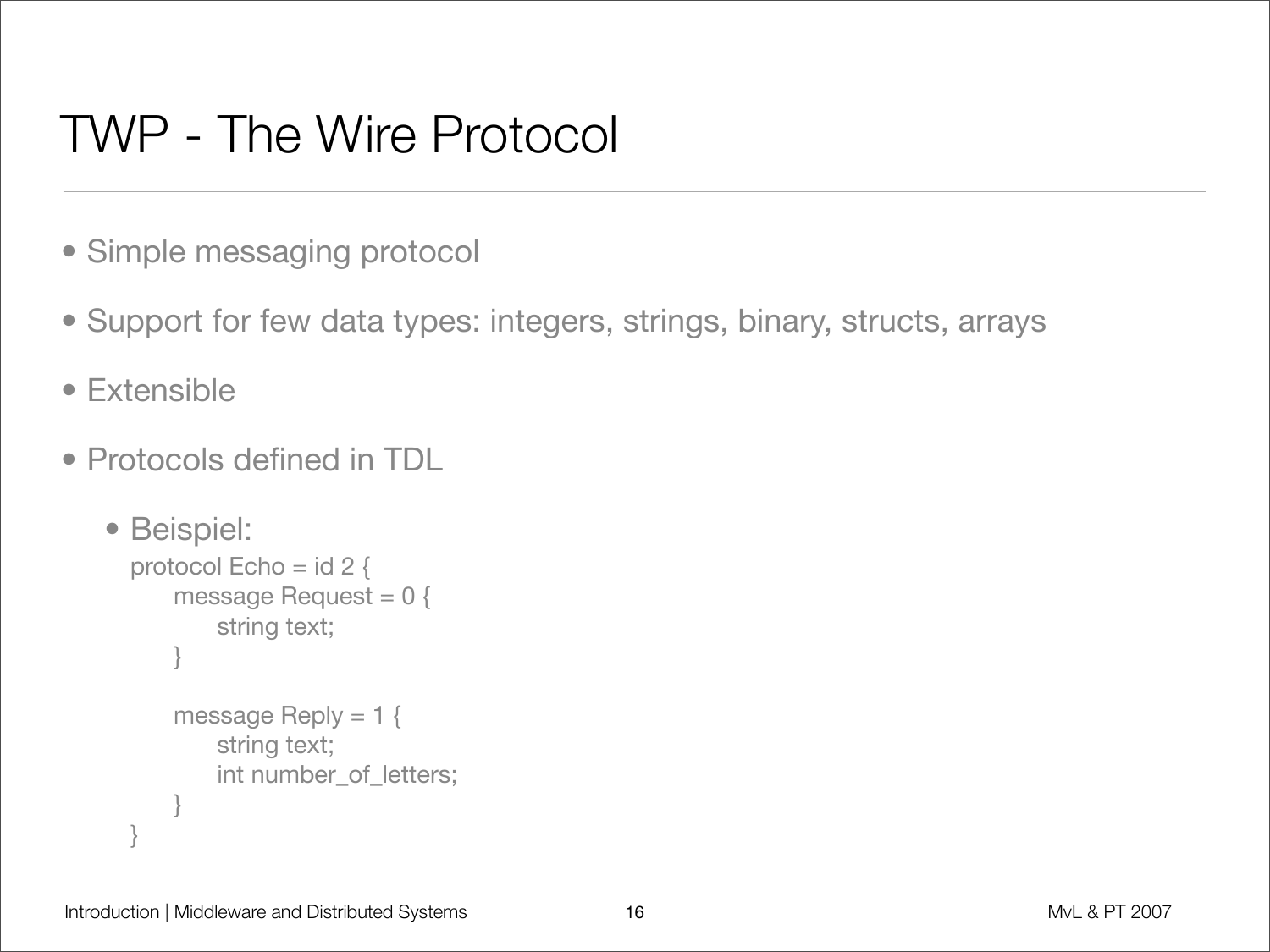# TWP - The Wire Protocol

- Simple messaging protocol
- Support for few data types: integers, strings, binary, structs, arrays
- Extensible
- Protocols defined in TDL
  - Beispiel:

```
protocol Echo = id 2 {
    message Request = 0 {
        string text;
    }

    message Reply = 1 {
        string text;
        int number_of_letters;
    }
}
```